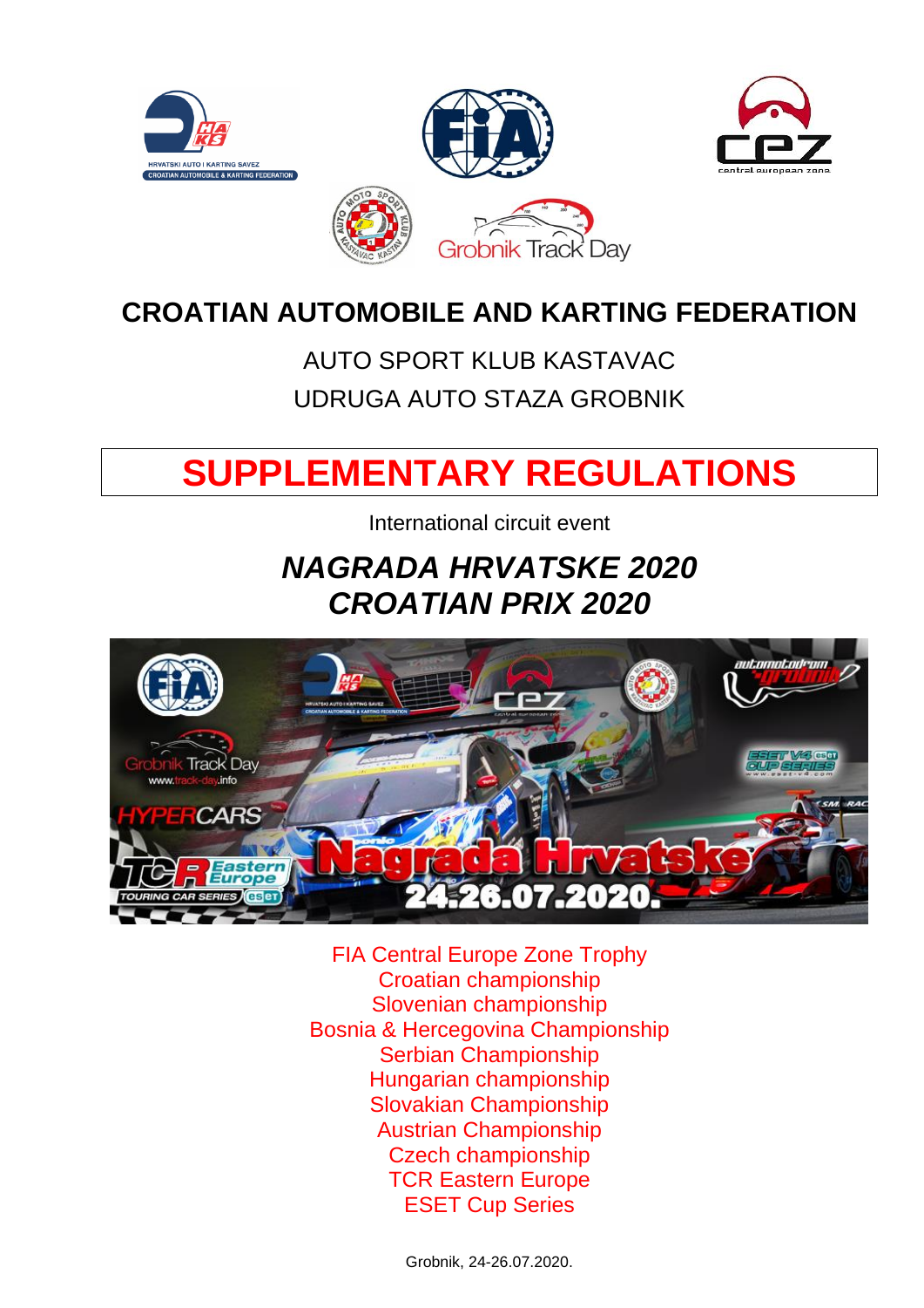# CROATIAN AUTOMOBILE AND KARTING FEDERATION

AUTO SPORT KLUB KASTAVAC

UDRUGA AUTO STAZA GROBNIK

# SUPPLEMENTARY REGULATIONS

International circuit event

## *NAGRADA HRVATSKE 2020*
## *CROATIAN PRIX 2020*

FIA Central Europe Zone Trophy
Croatian championship
Slovenian championship
Bosnia & Hercegovina Championship
Serbian Championship
Hungarian championship
Slovakian Championship
Austrian Championship
Czech championship
TCR Eastern Europe
ESET Cup Series

Grobnik, 24-26.07.2020.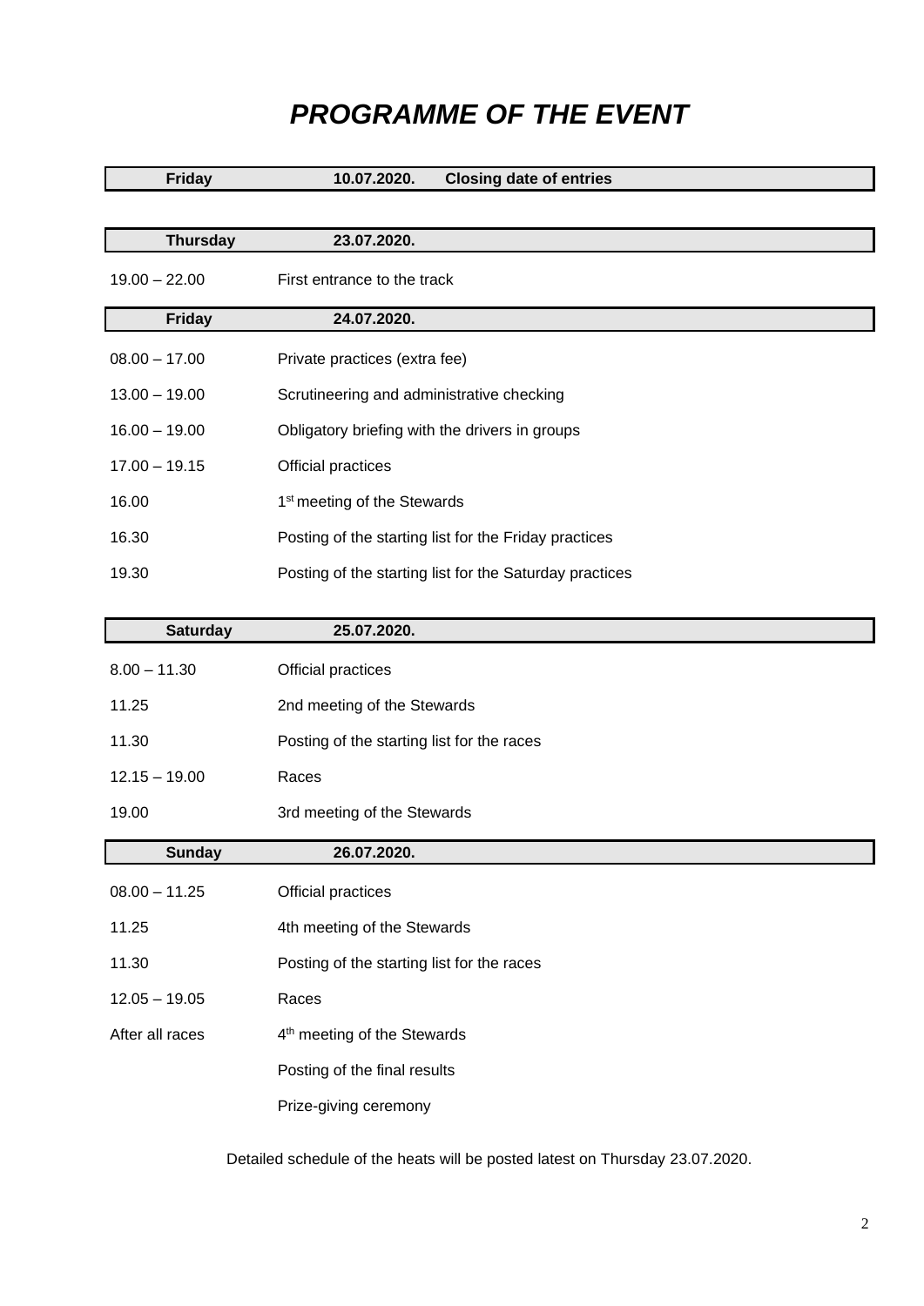# *PROGRAMME OF THE EVENT*

| **Friday** | **10.07.2020.** | **Closing date of entries** |
|---|---|---|

| **Thursday** | **23.07.2020.** |
|---|---|
| 19.00 – 22.00 | First entrance to the track |

| **Friday** | **24.07.2020.** |
|---|---|
| 08.00 – 17.00 | Private practices (extra fee) |
| 13.00 – 19.00 | Scrutineering and administrative checking |
| 16.00 – 19.00 | Obligatory briefing with the drivers in groups |
| 17.00 – 19.15 | Official practices |
| 16.00 | 1st meeting of the Stewards |
| 16.30 | Posting of the starting list for the Friday practices |
| 19.30 | Posting of the starting list for the Saturday practices |

| **Saturday** | **25.07.2020.** |
|---|---|
| 8.00 – 11.30 | Official practices |
| 11.25 | 2nd meeting of the Stewards |
| 11.30 | Posting of the starting list for the races |
| 12.15 – 19.00 | Races |
| 19.00 | 3rd meeting of the Stewards |

| **Sunday** | **26.07.2020.** |
|---|---|
| 08.00 – 11.25 | Official practices |
| 11.25 | 4th meeting of the Stewards |
| 11.30 | Posting of the starting list for the races |
| 12.05 – 19.05 | Races |
| After all races | 4th meeting of the Stewards |
| | Posting of the final results |
| | Prize-giving ceremony |

Detailed schedule of the heats will be posted latest on Thursday 23.07.2020.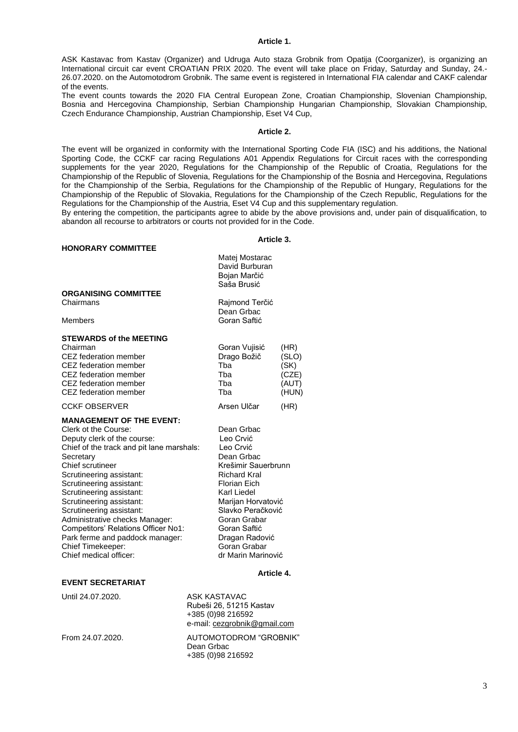## Article 1.

ASK Kastavac from Kastav (Organizer) and Udruga Auto staza Grobnik from Opatija (Coorganizer), is organizing an International circuit car event CROATIAN PRIX 2020. The event will take place on Friday, Saturday and Sunday, 24.-26.07.2020. on the Automotodrom Grobnik. The same event is registered in International FIA calendar and CAKF calendar of the events.

The event counts towards the 2020 FIA Central European Zone, Croatian Championship, Slovenian Championship, Bosnia and Hercegovina Championship, Serbian Championship Hungarian Championship, Slovakian Championship, Czech Endurance Championship, Austrian Championship, Eset V4 Cup,

## Article 2.

The event will be organized in conformity with the International Sporting Code FIA (ISC) and his additions, the National Sporting Code, the CCKF car racing Regulations A01 Appendix Regulations for Circuit races with the corresponding supplements for the year 2020, Regulations for the Championship of the Republic of Croatia, Regulations for the Championship of the Republic of Slovenia, Regulations for the Championship of the Bosnia and Hercegovina, Regulations for the Championship of the Serbia, Regulations for the Championship of the Republic of Hungary, Regulations for the Championship of the Republic of Slovakia, Regulations for the Championship of the Czech Republic, Regulations for the Regulations for the Championship of the Austria, Eset V4 Cup and this supplementary regulation.

By entering the competition, the participants agree to abide by the above provisions and, under pain of disqualification, to abandon all recourse to arbitrators or courts not provided for in the Code.

## Article 3.

**HONORARY COMMITTEE**

| | | |
|---|---|---|
| | Matej Mostarac | |
| | David Burburan | |
| | Bojan Marčić | |
| | Saša Brusić | |
| **ORGANISING COMMITTEE** | | |
| Chairmans | Rajmond Terčić | |
| | Dean Grbac | |
| Members | Goran Saftić | |
| **STEWARDS of the MEETING** | | |
| Chairman | Goran Vujisić | (HR) |
| CEZ federation member | Drago Božič | (SLO) |
| CEZ federation member | Tba | (SK) |
| CEZ federation member | Tba | (CZE) |
| CEZ federation member | Tba | (AUT) |
| CEZ federation member | Tba | (HUN) |
| CCKF OBSERVER | Arsen Ulčar | (HR) |
| **MANAGEMENT OF THE EVENT:** | | |
| Clerk ot the Course: | Dean Grbac | |
| Deputy clerk of the course: | Leo Crvić | |
| Chief of the track and pit lane marshals: | Leo Crvić | |
| Secretary | Dean Grbac | |
| Chief scrutineer | Krešimir Sauerbrunn | |
| Scrutineering assistant: | Richard Kral | |
| Scrutineering assistant: | Florian Eich | |
| Scrutineering assistant: | Karl Liedel | |
| Scrutineering assistant: | Marijan Horvatović | |
| Scrutineering assistant: | Slavko Peračković | |
| Administrative checks Manager: | Goran Grabar | |
| Competitors' Relations Officer No1: | Goran Saftić | |
| Park ferme and paddock manager: | Dragan Radović | |
| Chief Timekeeper: | Goran Grabar | |
| Chief medical officer: | dr Marin Marinović | |

## Article 4.

**EVENT SECRETARIAT**

Until 24.07.2020.
ASK KASTAVAC
Rubeši 26, 51215 Kastav
+385 (0)98 216592
e-mail: cezgrobnik@gmail.com

From 24.07.2020.
AUTOMOTODROM "GROBNIK"
Dean Grbac
+385 (0)98 216592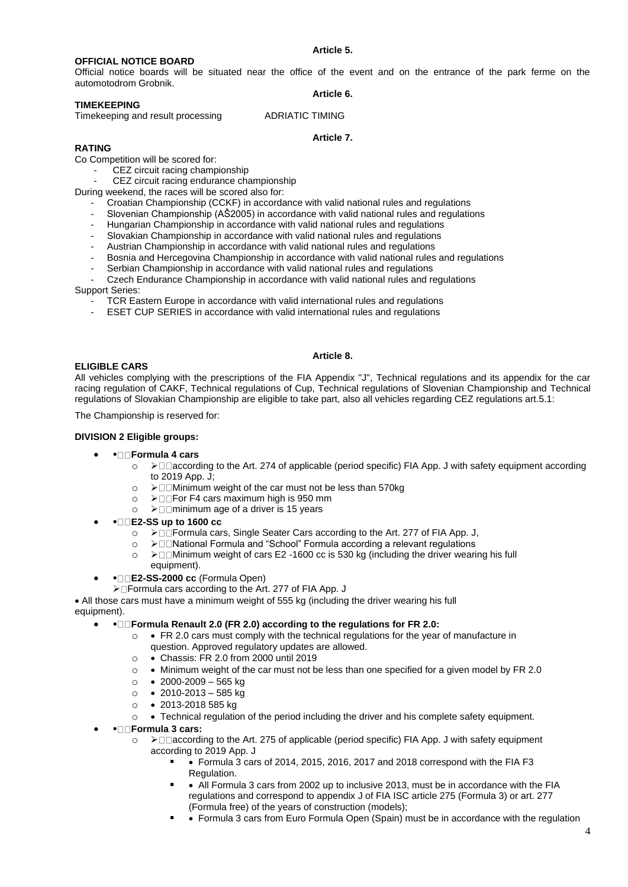**Article 5.**

**OFFICIAL NOTICE BOARD**

Official notice boards will be situated near the office of the event and on the entrance of the park ferme on the automotodrom Grobnik.

**Article 6.**

**TIMEKEEPING**

Timekeeping and result processing ADRIATIC TIMING

**Article 7.**

**RATING**

Co Competition will be scored for:

- CEZ circuit racing championship
- CEZ circuit racing endurance championship

During weekend, the races will be scored also for:

- Croatian Championship (CCKF) in accordance with valid national rules and regulations
- Slovenian Championship (AŠ2005) in accordance with valid national rules and regulations
- Hungarian Championship in accordance with valid national rules and regulations
- Slovakian Championship in accordance with valid national rules and regulations
- Austrian Championship in accordance with valid national rules and regulations
- Bosnia and Hercegovina Championship in accordance with valid national rules and regulations
- Serbian Championship in accordance with valid national rules and regulations
- Czech Endurance Championship in accordance with valid national rules and regulations

Support Series:

- TCR Eastern Europe in accordance with valid international rules and regulations
- ESET CUP SERIES in accordance with valid international rules and regulations

**Article 8.**

**ELIGIBLE CARS**

All vehicles complying with the prescriptions of the FIA Appendix "J", Technical regulations and its appendix for the car racing regulation of CAKF, Technical regulations of Cup, Technical regulations of Slovenian Championship and Technical regulations of Slovakian Championship are eligible to take part, also all vehicles regarding CEZ regulations art.5.1:

The Championship is reserved for:

**DIVISION 2 Eligible groups:**

- **Formula 4 cars**
  - according to the Art. 274 of applicable (period specific) FIA App. J with safety equipment according to 2019 App. J;
  - Minimum weight of the car must not be less than 570kg
  - For F4 cars maximum high is 950 mm
  - minimum age of a driver is 15 years
- **E2-SS up to 1600 cc**
  - Formula cars, Single Seater Cars according to the Art. 277 of FIA App. J,
  - National Formula and "School" Formula according a relevant regulations
  - Minimum weight of cars E2 -1600 cc is 530 kg (including the driver wearing his full equipment).
- **E2-SS-2000 cc** (Formula Open)
  - Formula cars according to the Art. 277 of FIA App. J

- All those cars must have a minimum weight of 555 kg (including the driver wearing his full equipment).

- **Formula Renault 2.0 (FR 2.0) according to the regulations for FR 2.0:**
  - FR 2.0 cars must comply with the technical regulations for the year of manufacture in question. Approved regulatory updates are allowed.
  - Chassis: FR 2.0 from 2000 until 2019
  - Minimum weight of the car must not be less than one specified for a given model by FR 2.0
  - 2000-2009 – 565 kg
  - 2010-2013 – 585 kg
  - 2013-2018 585 kg
  - Technical regulation of the period including the driver and his complete safety equipment.
- **Formula 3 cars:**
  - according to the Art. 275 of applicable (period specific) FIA App. J with safety equipment according to 2019 App. J
    - Formula 3 cars of 2014, 2015, 2016, 2017 and 2018 correspond with the FIA F3 Regulation.
    - All Formula 3 cars from 2002 up to inclusive 2013, must be in accordance with the FIA regulations and correspond to appendix J of FIA ISC article 275 (Formula 3) or art. 277 (Formula free) of the years of construction (models);
    - Formula 3 cars from Euro Formula Open (Spain) must be in accordance with the regulation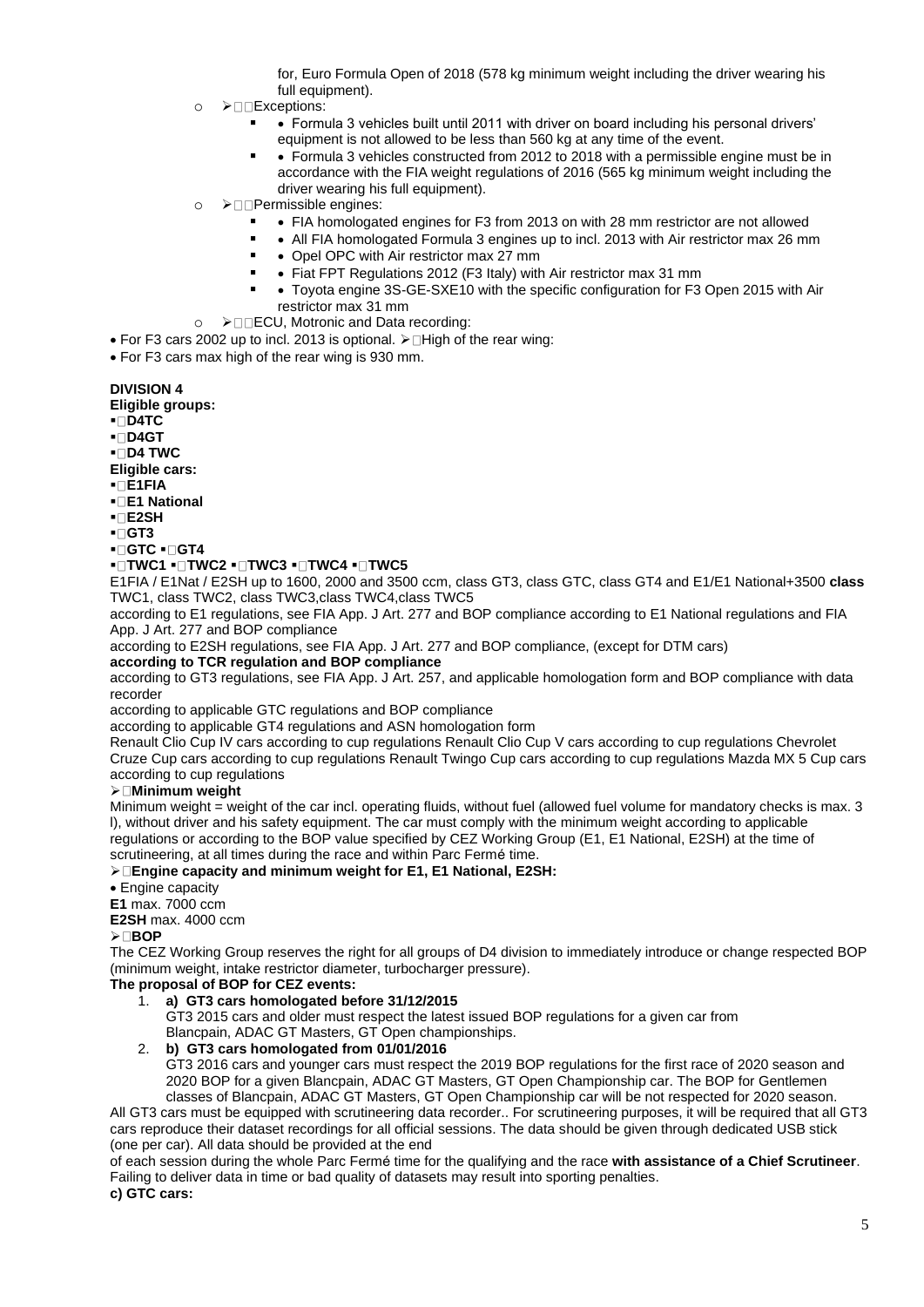for, Euro Formula Open of 2018 (578 kg minimum weight including the driver wearing his full equipment).

- Exceptions:
  - Formula 3 vehicles built until 2011 with driver on board including his personal drivers' equipment is not allowed to be less than 560 kg at any time of the event.
  - Formula 3 vehicles constructed from 2012 to 2018 with a permissible engine must be in accordance with the FIA weight regulations of 2016 (565 kg minimum weight including the driver wearing his full equipment).
- Permissible engines:
  - FIA homologated engines for F3 from 2013 on with 28 mm restrictor are not allowed
  - All FIA homologated Formula 3 engines up to incl. 2013 with Air restrictor max 26 mm
  - Opel OPC with Air restrictor max 27 mm
  - Fiat FPT Regulations 2012 (F3 Italy) with Air restrictor max 31 mm
  - Toyota engine 3S-GE-SXE10 with the specific configuration for F3 Open 2015 with Air restrictor max 31 mm
- ECU, Motronic and Data recording:

- For F3 cars 2002 up to incl. 2013 is optional. ➢ High of the rear wing:
- For F3 cars max high of the rear wing is 930 mm.

**DIVISION 4**

**Eligible groups:**

- **D4TC**
- **D4GT**
- **D4 TWC**

**Eligible cars:**

- **E1FIA**
- **E1 National**
- **E2SH**
- **GT3**
- **GTC** ▪ **GT4**
- **TWC1** ▪ **TWC2** ▪ **TWC3** ▪ **TWC4** ▪ **TWC5**

E1FIA / E1Nat / E2SH up to 1600, 2000 and 3500 ccm, class GT3, class GTC, class GT4 and E1/E1 National+3500 **class** TWC1, class TWC2, class TWC3,class TWC4,class TWC5

according to E1 regulations, see FIA App. J Art. 277 and BOP compliance according to E1 National regulations and FIA App. J Art. 277 and BOP compliance

according to E2SH regulations, see FIA App. J Art. 277 and BOP compliance, (except for DTM cars)

**according to TCR regulation and BOP compliance**

according to GT3 regulations, see FIA App. J Art. 257, and applicable homologation form and BOP compliance with data recorder

according to applicable GTC regulations and BOP compliance

according to applicable GT4 regulations and ASN homologation form

Renault Clio Cup IV cars according to cup regulations Renault Clio Cup V cars according to cup regulations Chevrolet Cruze Cup cars according to cup regulations Renault Twingo Cup cars according to cup regulations Mazda MX 5 Cup cars according to cup regulations

➢ **Minimum weight**

Minimum weight = weight of the car incl. operating fluids, without fuel (allowed fuel volume for mandatory checks is max. 3 l), without driver and his safety equipment. The car must comply with the minimum weight according to applicable regulations or according to the BOP value specified by CEZ Working Group (E1, E1 National, E2SH) at the time of scrutineering, at all times during the race and within Parc Fermé time.

➢ **Engine capacity and minimum weight for E1, E1 National, E2SH:**

- Engine capacity

**E1** max. 7000 ccm

**E2SH** max. 4000 ccm

➢ **BOP**

The CEZ Working Group reserves the right for all groups of D4 division to immediately introduce or change respected BOP (minimum weight, intake restrictor diameter, turbocharger pressure).

**The proposal of BOP for CEZ events:**

1. **a) GT3 cars homologated before 31/12/2015**
   GT3 2015 cars and older must respect the latest issued BOP regulations for a given car from Blancpain, ADAC GT Masters, GT Open championships.
2. **b) GT3 cars homologated from 01/01/2016**
   GT3 2016 cars and younger cars must respect the 2019 BOP regulations for the first race of 2020 season and 2020 BOP for a given Blancpain, ADAC GT Masters, GT Open Championship car. The BOP for Gentlemen classes of Blancpain, ADAC GT Masters, GT Open Championship car will be not respected for 2020 season.

All GT3 cars must be equipped with scrutineering data recorder.. For scrutineering purposes, it will be required that all GT3 cars reproduce their dataset recordings for all official sessions. The data should be given through dedicated USB stick (one per car). All data should be provided at the end of each session during the whole Parc Fermé time for the qualifying and the race **with assistance of a Chief Scrutineer**. Failing to deliver data in time or bad quality of datasets may result into sporting penalties.

**c) GTC cars:**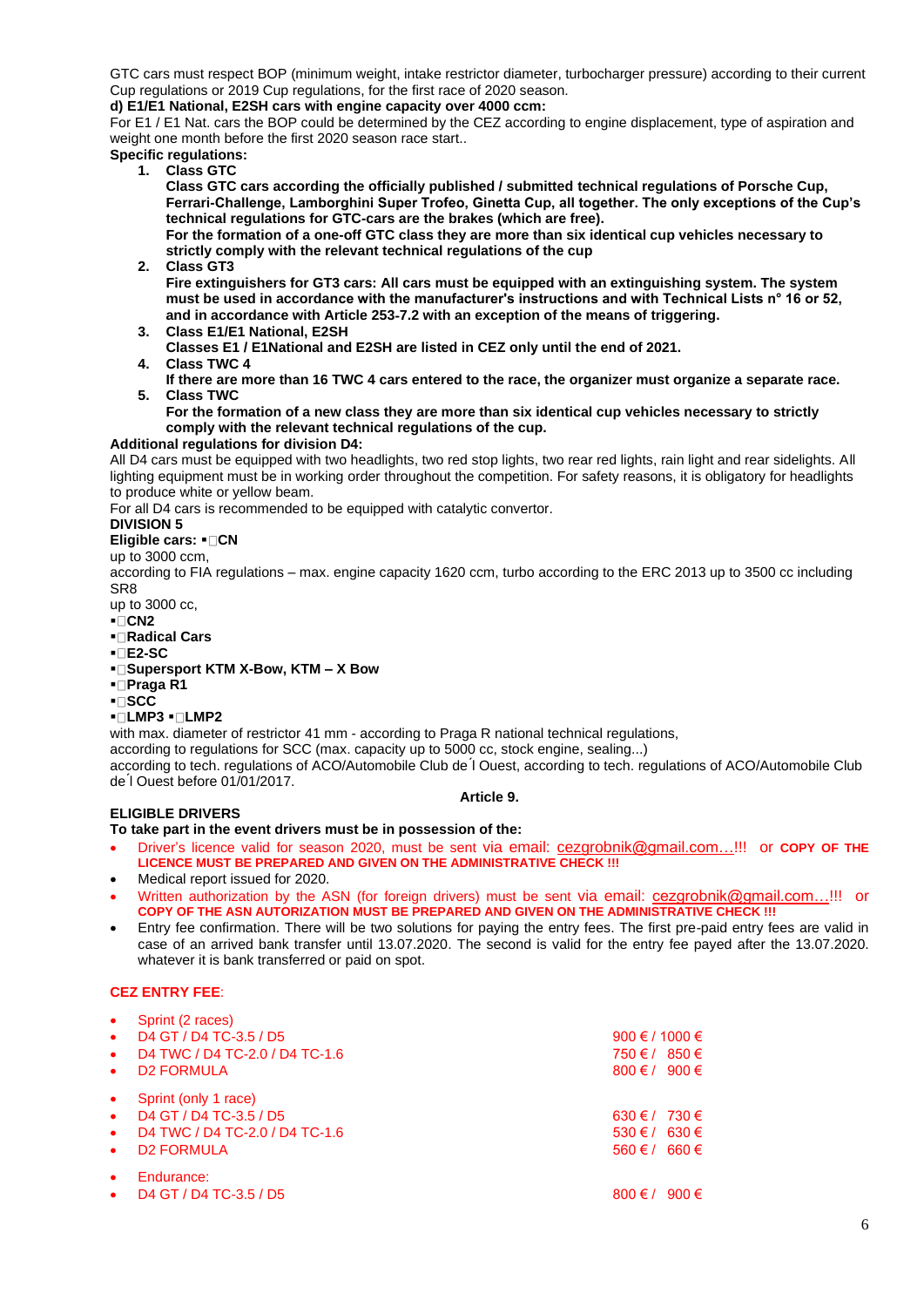GTC cars must respect BOP (minimum weight, intake restrictor diameter, turbocharger pressure) according to their current Cup regulations or 2019 Cup regulations, for the first race of 2020 season.

**d) E1/E1 National, E2SH cars with engine capacity over 4000 ccm:**

For E1 / E1 Nat. cars the BOP could be determined by the CEZ according to engine displacement, type of aspiration and weight one month before the first 2020 season race start..

**Specific regulations:**

1. **Class GTC**
   **Class GTC cars according the officially published / submitted technical regulations of Porsche Cup, Ferrari-Challenge, Lamborghini Super Trofeo, Ginetta Cup, all together. The only exceptions of the Cup's technical regulations for GTC-cars are the brakes (which are free).**
   **For the formation of a one-off GTC class they are more than six identical cup vehicles necessary to strictly comply with the relevant technical regulations of the cup**
2. **Class GT3**
   **Fire extinguishers for GT3 cars: All cars must be equipped with an extinguishing system. The system must be used in accordance with the manufacturer's instructions and with Technical Lists n° 16 or 52, and in accordance with Article 253-7.2 with an exception of the means of triggering.**
3. **Class E1/E1 National, E2SH**
   **Classes E1 / E1National and E2SH are listed in CEZ only until the end of 2021.**
4. **Class TWC 4**
   **If there are more than 16 TWC 4 cars entered to the race, the organizer must organize a separate race.**
5. **Class TWC**
   **For the formation of a new class they are more than six identical cup vehicles necessary to strictly comply with the relevant technical regulations of the cup.**

**Additional regulations for division D4:**

All D4 cars must be equipped with two headlights, two red stop lights, two rear red lights, rain light and rear sidelights. All lighting equipment must be in working order throughout the competition. For safety reasons, it is obligatory for headlights to produce white or yellow beam.

For all D4 cars is recommended to be equipped with catalytic convertor.

**DIVISION 5**

**Eligible cars:** ▪ **CN**

up to 3000 ccm,

according to FIA regulations – max. engine capacity 1620 ccm, turbo according to the ERC 2013 up to 3500 cc including SR8

up to 3000 cc,

▪ **CN2**

▪ **Radical Cars**

▪ **E2-SC**

▪ **Supersport KTM X-Bow, KTM – X Bow**

▪ **Praga R1**

▪ **SCC**

▪ **LMP3** ▪ **LMP2**

with max. diameter of restrictor 41 mm - according to Praga R national technical regulations,

according to regulations for SCC (max. capacity up to 5000 cc, stock engine, sealing...)

according to tech. regulations of ACO/Automobile Club de ́l Ouest, according to tech. regulations of ACO/Automobile Club de ́l Ouest before 01/01/2017.

**Article 9.**

**ELIGIBLE DRIVERS**

**To take part in the event drivers must be in possession of the:**

- Driver's licence valid for season 2020, must be sent via email: cezgrobnik@gmail.com…!!! or **COPY OF THE LICENCE MUST BE PREPARED AND GIVEN ON THE ADMINISTRATIVE CHECK !!!**
- Medical report issued for 2020.
- Written authorization by the ASN (for foreign drivers) must be sent via email: cezgrobnik@gmail.com…!!! or **COPY OF THE ASN AUTORIZATION MUST BE PREPARED AND GIVEN ON THE ADMINISTRATIVE CHECK !!!**
- Entry fee confirmation. There will be two solutions for paying the entry fees. The first pre-paid entry fees are valid in case of an arrived bank transfer until 13.07.2020. The second is valid for the entry fee payed after the 13.07.2020. whatever it is bank transferred or paid on spot.

**CEZ ENTRY FEE**:

| | |
|---|---|
| Sprint (2 races) | |
| D4 GT / D4 TC-3.5 / D5 | 900 € / 1000 € |
| D4 TWC / D4 TC-2.0 / D4 TC-1.6 | 750 € / 850 € |
| D2 FORMULA | 800 € / 900 € |
| Sprint (only 1 race) | |
| D4 GT / D4 TC-3.5 / D5 | 630 € / 730 € |
| D4 TWC / D4 TC-2.0 / D4 TC-1.6 | 530 € / 630 € |
| D2 FORMULA | 560 € / 660 € |
| Endurance: | |
| D4 GT / D4 TC-3.5 / D5 | 800 € / 900 € |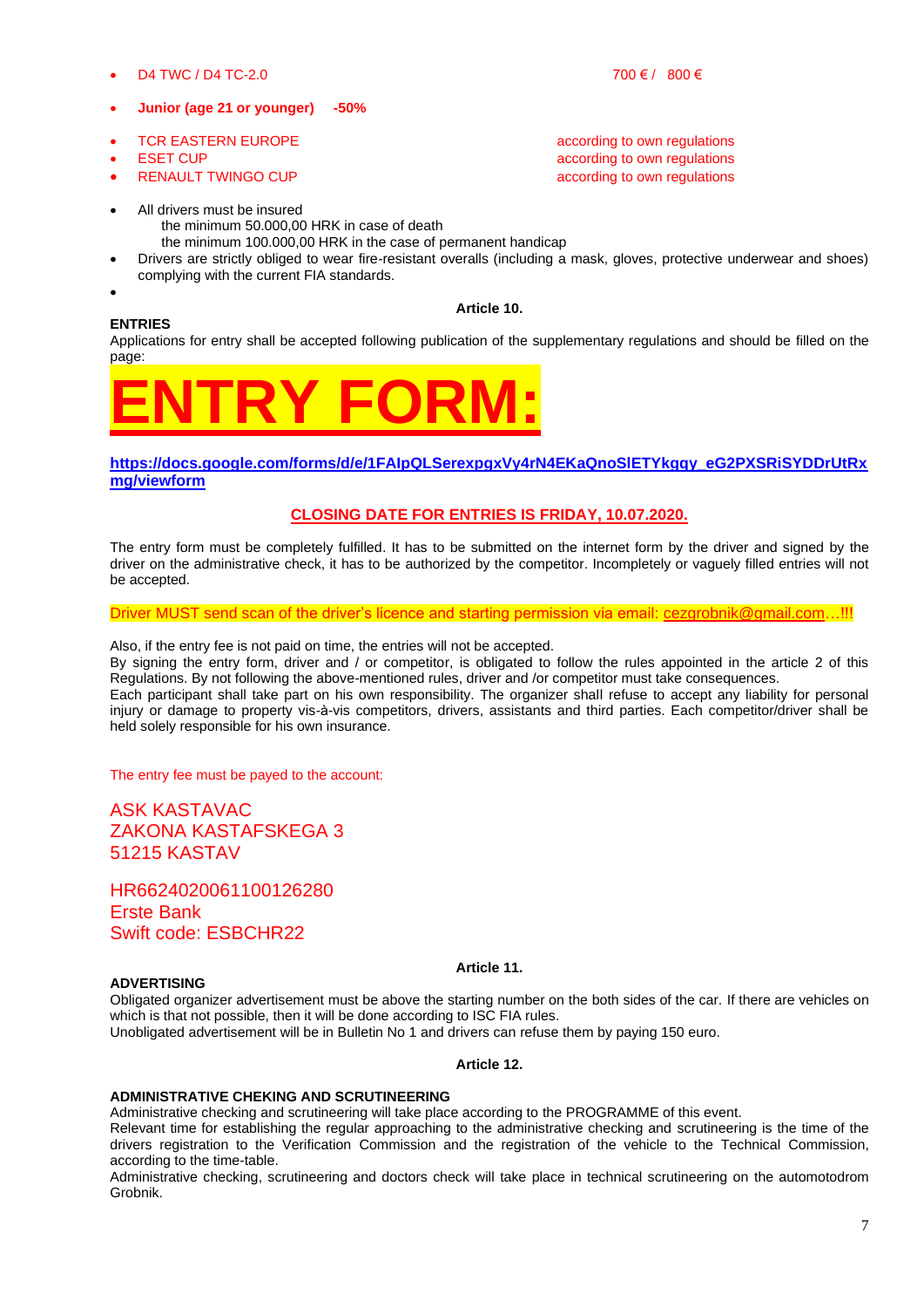- D4 TWC / D4 TC-2.0 — 700 € / 800 €
- **Junior (age 21 or younger) -50%**
- TCR EASTERN EUROPE — according to own regulations
- ESET CUP — according to own regulations
- RENAULT TWINGO CUP — according to own regulations

- All drivers must be insured
  - the minimum 50.000,00 HRK in case of death
  - the minimum 100.000,00 HRK in the case of permanent handicap
- Drivers are strictly obliged to wear fire-resistant overalls (including a mask, gloves, protective underwear and shoes) complying with the current FIA standards.

**Article 10.**

**ENTRIES**

Applications for entry shall be accepted following publication of the supplementary regulations and should be filled on the page:

# ENTRY FORM:

**https://docs.google.com/forms/d/e/1FAIpQLSerexpgxVy4rN4EKaQnoSlETYkgqy_eG2PXSRiSYDDrUtRxmg/viewform**

**CLOSING DATE FOR ENTRIES IS FRIDAY, 10.07.2020.**

The entry form must be completely fulfilled. It has to be submitted on the internet form by the driver and signed by the driver on the administrative check, it has to be authorized by the competitor. Incompletely or vaguely filled entries will not be accepted.

Driver MUST send scan of the driver's licence and starting permission via email: cezgrobnik@gmail.com…!!!

Also, if the entry fee is not paid on time, the entries will not be accepted.
By signing the entry form, driver and / or competitor, is obligated to follow the rules appointed in the article 2 of this Regulations. By not following the above-mentioned rules, driver and /or competitor must take consequences.
Each participant shall take part on his own responsibility. The organizer shall refuse to accept any liability for personal injury or damage to property vis-à-vis competitors, drivers, assistants and third parties. Each competitor/driver shall be held solely responsible for his own insurance.

The entry fee must be payed to the account:

ASK KASTAVAC
ZAKONA KASTAFSKEGA 3
51215 KASTAV

HR6624020061100126280
Erste Bank
Swift code: ESBCHR22

**Article 11.**

**ADVERTISING**

Obligated organizer advertisement must be above the starting number on the both sides of the car. If there are vehicles on which is that not possible, then it will be done according to ISC FIA rules.
Unobligated advertisement will be in Bulletin No 1 and drivers can refuse them by paying 150 euro.

**Article 12.**

**ADMINISTRATIVE CHEKING AND SCRUTINEERING**

Administrative checking and scrutineering will take place according to the PROGRAMME of this event.
Relevant time for establishing the regular approaching to the administrative checking and scrutineering is the time of the drivers registration to the Verification Commission and the registration of the vehicle to the Technical Commission, according to the time-table.
Administrative checking, scrutineering and doctors check will take place in technical scrutineering on the automotodrom Grobnik.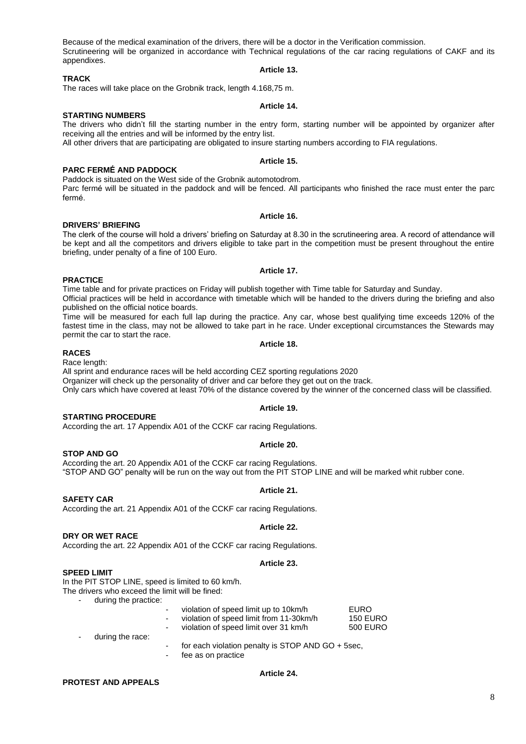Because of the medical examination of the drivers, there will be a doctor in the Verification commission.
Scrutineering will be organized in accordance with Technical regulations of the car racing regulations of CAKF and its appendixes.

**Article 13.**

**TRACK**

The races will take place on the Grobnik track, length 4.168,75 m.

**Article 14.**

**STARTING NUMBERS**

The drivers who didn't fill the starting number in the entry form, starting number will be appointed by organizer after receiving all the entries and will be informed by the entry list.
All other drivers that are participating are obligated to insure starting numbers according to FIA regulations.

**Article 15.**

**PARC FERMÉ AND PADDOCK**

Paddock is situated on the West side of the Grobnik automotodrom.
Parc fermé will be situated in the paddock and will be fenced. All participants who finished the race must enter the parc fermé.

**Article 16.**

**DRIVERS' BRIEFING**

The clerk of the course will hold a drivers' briefing on Saturday at 8.30 in the scrutineering area. A record of attendance will be kept and all the competitors and drivers eligible to take part in the competition must be present throughout the entire briefing, under penalty of a fine of 100 Euro.

**Article 17.**

**PRACTICE**

Time table and for private practices on Friday will publish together with Time table for Saturday and Sunday.
Official practices will be held in accordance with timetable which will be handed to the drivers during the briefing and also published on the official notice boards.
Time will be measured for each full lap during the practice. Any car, whose best qualifying time exceeds 120% of the fastest time in the class, may not be allowed to take part in he race. Under exceptional circumstances the Stewards may permit the car to start the race.

**Article 18.**

**RACES**

Race length:
All sprint and endurance races will be held according CEZ sporting regulations 2020
Organizer will check up the personality of driver and car before they get out on the track.
Only cars which have covered at least 70% of the distance covered by the winner of the concerned class will be classified.

**Article 19.**

**STARTING PROCEDURE**

According the art. 17 Appendix A01 of the CCKF car racing Regulations.

**Article 20.**

**STOP AND GO**

According the art. 20 Appendix A01 of the CCKF car racing Regulations.
"STOP AND GO" penalty will be run on the way out from the PIT STOP LINE and will be marked whit rubber cone.

**Article 21.**

**SAFETY CAR**

According the art. 21 Appendix A01 of the CCKF car racing Regulations.

**Article 22.**

**DRY OR WET RACE**

According the art. 22 Appendix A01 of the CCKF car racing Regulations.

**Article 23.**

**SPEED LIMIT**

In the PIT STOP LINE, speed is limited to 60 km/h.
The drivers who exceed the limit will be fined:

- during the practice:
  - violation of speed limit up to 10km/h EURO
  - violation of speed limit from 11-30km/h 150 EURO
  - violation of speed limit over 31 km/h 500 EURO
- during the race:
  - for each violation penalty is STOP AND GO + 5sec,
  - fee as on practice

**Article 24.**

**PROTEST AND APPEALS**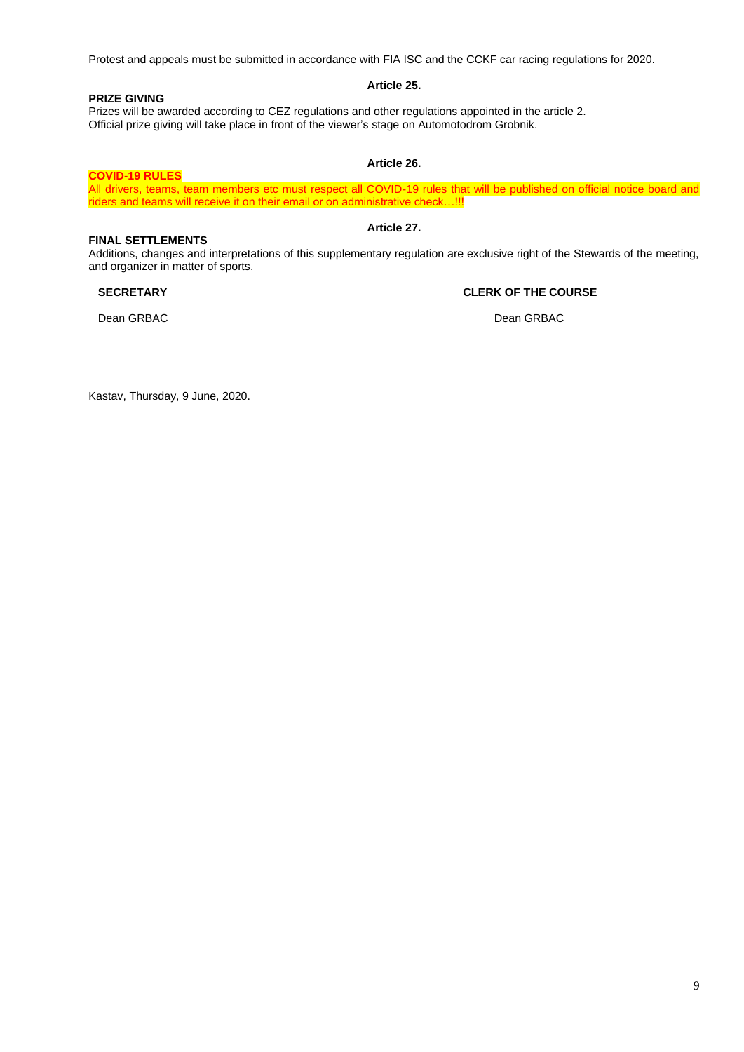Protest and appeals must be submitted in accordance with FIA ISC and the CCKF car racing regulations for 2020.

**Article 25.**

**PRIZE GIVING**

Prizes will be awarded according to CEZ regulations and other regulations appointed in the article 2.
Official prize giving will take place in front of the viewer's stage on Automotodrom Grobnik.

**Article 26.**

**COVID-19 RULES**

All drivers, teams, team members etc must respect all COVID-19 rules that will be published on official notice board and riders and teams will receive it on their email or on administrative check…!!!

**Article 27.**

**FINAL SETTLEMENTS**

Additions, changes and interpretations of this supplementary regulation are exclusive right of the Stewards of the meeting, and organizer in matter of sports.

| | |
|---|---|
| **SECRETARY** | **CLERK OF THE COURSE** |
| Dean GRBAC | Dean GRBAC |

Kastav, Thursday, 9 June, 2020.